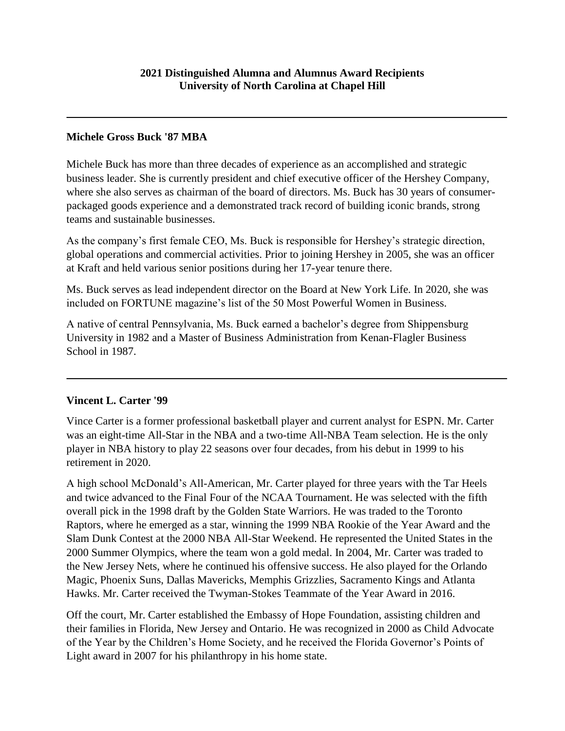# 2021 Distinguished Alumna and Alumnus Award Recipients
# University of North Carolina at Chapel Hill

---

**Michele Gross Buck '87 MBA**

Michele Buck has more than three decades of experience as an accomplished and strategic business leader. She is currently president and chief executive officer of the Hershey Company, where she also serves as chairman of the board of directors. Ms. Buck has 30 years of consumer-packaged goods experience and a demonstrated track record of building iconic brands, strong teams and sustainable businesses.

As the company's first female CEO, Ms. Buck is responsible for Hershey's strategic direction, global operations and commercial activities. Prior to joining Hershey in 2005, she was an officer at Kraft and held various senior positions during her 17-year tenure there.

Ms. Buck serves as lead independent director on the Board at New York Life. In 2020, she was included on FORTUNE magazine's list of the 50 Most Powerful Women in Business.

A native of central Pennsylvania, Ms. Buck earned a bachelor's degree from Shippensburg University in 1982 and a Master of Business Administration from Kenan-Flagler Business School in 1987.

---

**Vincent L. Carter '99**

Vince Carter is a former professional basketball player and current analyst for ESPN. Mr. Carter was an eight-time All-Star in the NBA and a two-time All-NBA Team selection. He is the only player in NBA history to play 22 seasons over four decades, from his debut in 1999 to his retirement in 2020.

A high school McDonald's All-American, Mr. Carter played for three years with the Tar Heels and twice advanced to the Final Four of the NCAA Tournament. He was selected with the fifth overall pick in the 1998 draft by the Golden State Warriors. He was traded to the Toronto Raptors, where he emerged as a star, winning the 1999 NBA Rookie of the Year Award and the Slam Dunk Contest at the 2000 NBA All-Star Weekend. He represented the United States in the 2000 Summer Olympics, where the team won a gold medal. In 2004, Mr. Carter was traded to the New Jersey Nets, where he continued his offensive success. He also played for the Orlando Magic, Phoenix Suns, Dallas Mavericks, Memphis Grizzlies, Sacramento Kings and Atlanta Hawks. Mr. Carter received the Twyman-Stokes Teammate of the Year Award in 2016.

Off the court, Mr. Carter established the Embassy of Hope Foundation, assisting children and their families in Florida, New Jersey and Ontario. He was recognized in 2000 as Child Advocate of the Year by the Children's Home Society, and he received the Florida Governor's Points of Light award in 2007 for his philanthropy in his home state.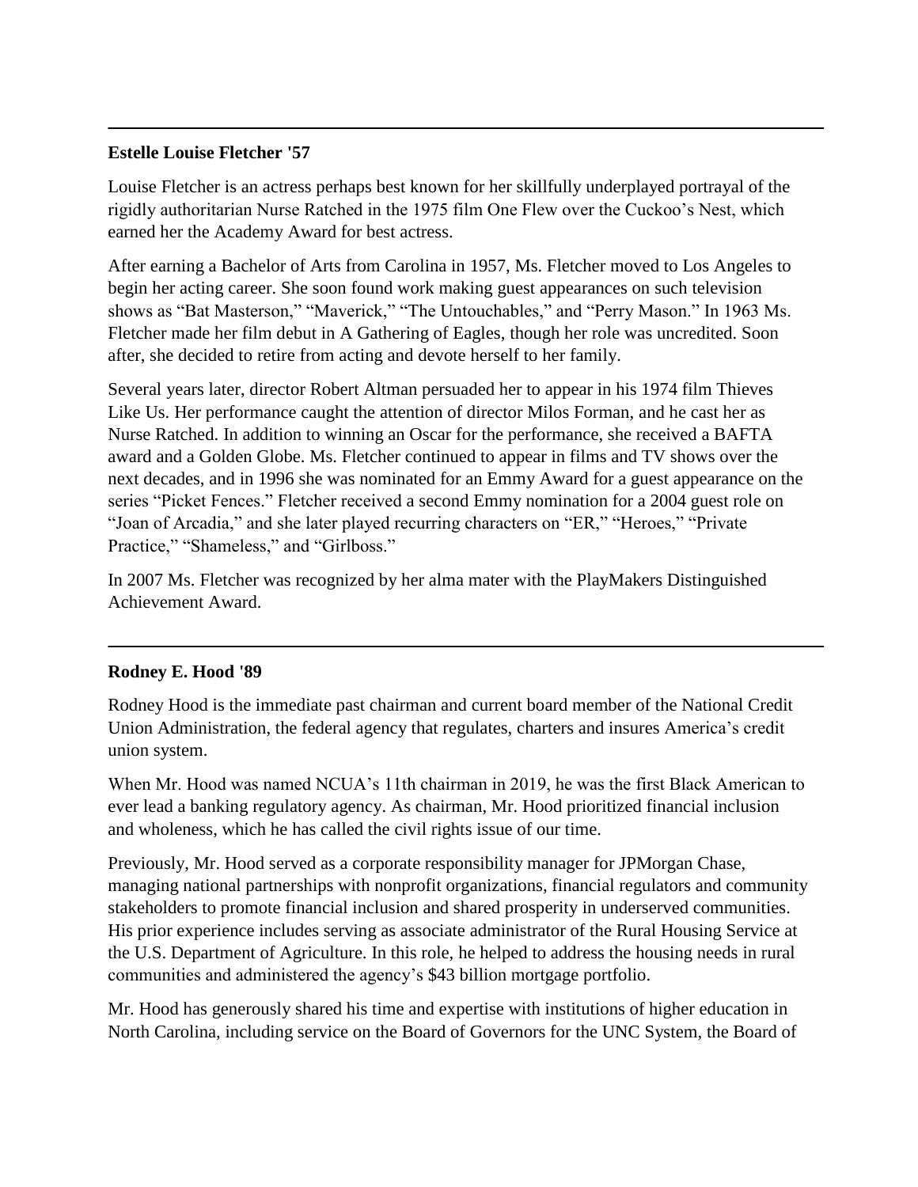---

**Estelle Louise Fletcher '57**

Louise Fletcher is an actress perhaps best known for her skillfully underplayed portrayal of the rigidly authoritarian Nurse Ratched in the 1975 film One Flew over the Cuckoo's Nest, which earned her the Academy Award for best actress.

After earning a Bachelor of Arts from Carolina in 1957, Ms. Fletcher moved to Los Angeles to begin her acting career. She soon found work making guest appearances on such television shows as "Bat Masterson," "Maverick," "The Untouchables," and "Perry Mason." In 1963 Ms. Fletcher made her film debut in A Gathering of Eagles, though her role was uncredited. Soon after, she decided to retire from acting and devote herself to her family.

Several years later, director Robert Altman persuaded her to appear in his 1974 film Thieves Like Us. Her performance caught the attention of director Milos Forman, and he cast her as Nurse Ratched. In addition to winning an Oscar for the performance, she received a BAFTA award and a Golden Globe. Ms. Fletcher continued to appear in films and TV shows over the next decades, and in 1996 she was nominated for an Emmy Award for a guest appearance on the series "Picket Fences." Fletcher received a second Emmy nomination for a 2004 guest role on "Joan of Arcadia," and she later played recurring characters on "ER," "Heroes," "Private Practice," "Shameless," and "Girlboss."

In 2007 Ms. Fletcher was recognized by her alma mater with the PlayMakers Distinguished Achievement Award.

---

**Rodney E. Hood '89**

Rodney Hood is the immediate past chairman and current board member of the National Credit Union Administration, the federal agency that regulates, charters and insures America's credit union system.

When Mr. Hood was named NCUA's 11th chairman in 2019, he was the first Black American to ever lead a banking regulatory agency. As chairman, Mr. Hood prioritized financial inclusion and wholeness, which he has called the civil rights issue of our time.

Previously, Mr. Hood served as a corporate responsibility manager for JPMorgan Chase, managing national partnerships with nonprofit organizations, financial regulators and community stakeholders to promote financial inclusion and shared prosperity in underserved communities. His prior experience includes serving as associate administrator of the Rural Housing Service at the U.S. Department of Agriculture. In this role, he helped to address the housing needs in rural communities and administered the agency's $43 billion mortgage portfolio.

Mr. Hood has generously shared his time and expertise with institutions of higher education in North Carolina, including service on the Board of Governors for the UNC System, the Board of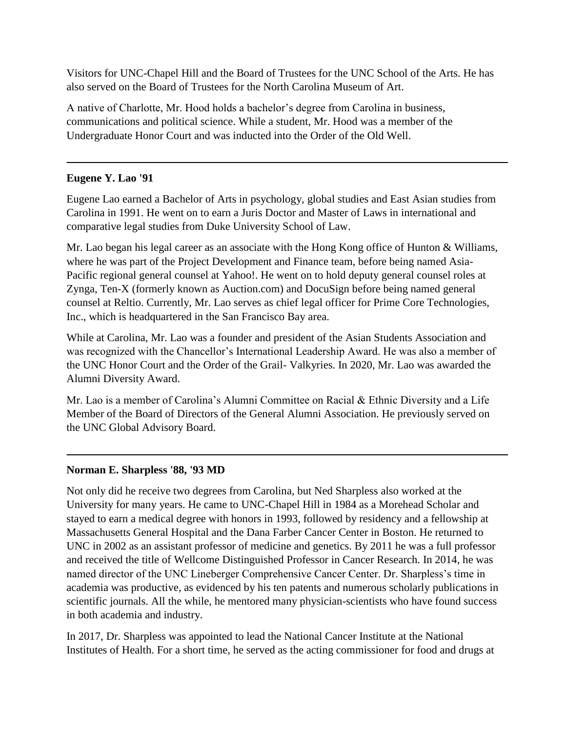Visitors for UNC-Chapel Hill and the Board of Trustees for the UNC School of the Arts. He has also served on the Board of Trustees for the North Carolina Museum of Art.

A native of Charlotte, Mr. Hood holds a bachelor's degree from Carolina in business, communications and political science. While a student, Mr. Hood was a member of the Undergraduate Honor Court and was inducted into the Order of the Old Well.

---

**Eugene Y. Lao '91**

Eugene Lao earned a Bachelor of Arts in psychology, global studies and East Asian studies from Carolina in 1991. He went on to earn a Juris Doctor and Master of Laws in international and comparative legal studies from Duke University School of Law.

Mr. Lao began his legal career as an associate with the Hong Kong office of Hunton & Williams, where he was part of the Project Development and Finance team, before being named Asia-Pacific regional general counsel at Yahoo!. He went on to hold deputy general counsel roles at Zynga, Ten-X (formerly known as Auction.com) and DocuSign before being named general counsel at Reltio. Currently, Mr. Lao serves as chief legal officer for Prime Core Technologies, Inc., which is headquartered in the San Francisco Bay area.

While at Carolina, Mr. Lao was a founder and president of the Asian Students Association and was recognized with the Chancellor's International Leadership Award. He was also a member of the UNC Honor Court and the Order of the Grail- Valkyries. In 2020, Mr. Lao was awarded the Alumni Diversity Award.

Mr. Lao is a member of Carolina's Alumni Committee on Racial & Ethnic Diversity and a Life Member of the Board of Directors of the General Alumni Association. He previously served on the UNC Global Advisory Board.

---

**Norman E. Sharpless '88, '93 MD**

Not only did he receive two degrees from Carolina, but Ned Sharpless also worked at the University for many years. He came to UNC-Chapel Hill in 1984 as a Morehead Scholar and stayed to earn a medical degree with honors in 1993, followed by residency and a fellowship at Massachusetts General Hospital and the Dana Farber Cancer Center in Boston. He returned to UNC in 2002 as an assistant professor of medicine and genetics. By 2011 he was a full professor and received the title of Wellcome Distinguished Professor in Cancer Research. In 2014, he was named director of the UNC Lineberger Comprehensive Cancer Center. Dr. Sharpless's time in academia was productive, as evidenced by his ten patents and numerous scholarly publications in scientific journals. All the while, he mentored many physician-scientists who have found success in both academia and industry.

In 2017, Dr. Sharpless was appointed to lead the National Cancer Institute at the National Institutes of Health. For a short time, he served as the acting commissioner for food and drugs at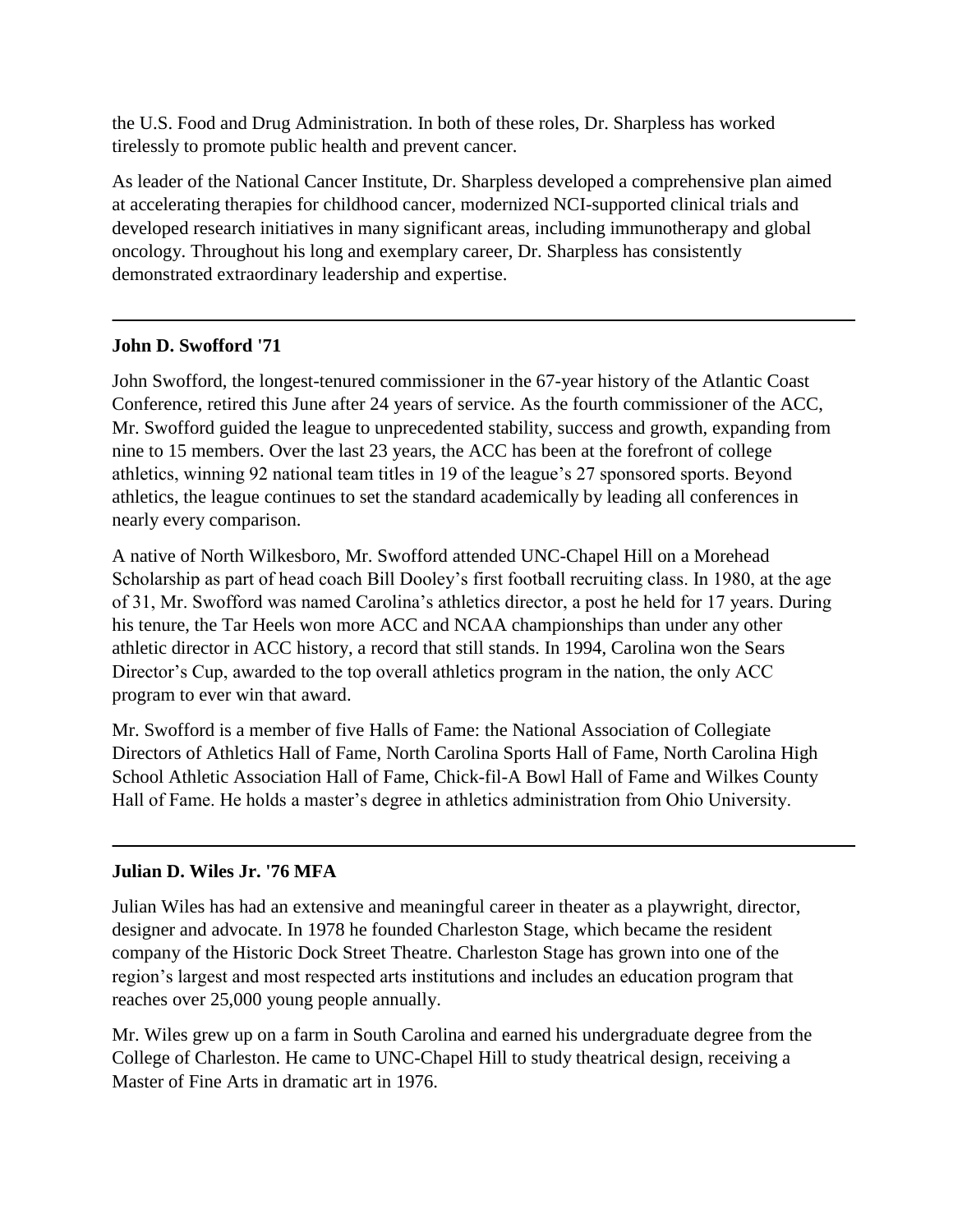the U.S. Food and Drug Administration. In both of these roles, Dr. Sharpless has worked tirelessly to promote public health and prevent cancer.

As leader of the National Cancer Institute, Dr. Sharpless developed a comprehensive plan aimed at accelerating therapies for childhood cancer, modernized NCI-supported clinical trials and developed research initiatives in many significant areas, including immunotherapy and global oncology. Throughout his long and exemplary career, Dr. Sharpless has consistently demonstrated extraordinary leadership and expertise.

---

**John D. Swofford '71**

John Swofford, the longest-tenured commissioner in the 67-year history of the Atlantic Coast Conference, retired this June after 24 years of service. As the fourth commissioner of the ACC, Mr. Swofford guided the league to unprecedented stability, success and growth, expanding from nine to 15 members. Over the last 23 years, the ACC has been at the forefront of college athletics, winning 92 national team titles in 19 of the league's 27 sponsored sports. Beyond athletics, the league continues to set the standard academically by leading all conferences in nearly every comparison.

A native of North Wilkesboro, Mr. Swofford attended UNC-Chapel Hill on a Morehead Scholarship as part of head coach Bill Dooley's first football recruiting class. In 1980, at the age of 31, Mr. Swofford was named Carolina's athletics director, a post he held for 17 years. During his tenure, the Tar Heels won more ACC and NCAA championships than under any other athletic director in ACC history, a record that still stands. In 1994, Carolina won the Sears Director's Cup, awarded to the top overall athletics program in the nation, the only ACC program to ever win that award.

Mr. Swofford is a member of five Halls of Fame: the National Association of Collegiate Directors of Athletics Hall of Fame, North Carolina Sports Hall of Fame, North Carolina High School Athletic Association Hall of Fame, Chick-fil-A Bowl Hall of Fame and Wilkes County Hall of Fame. He holds a master's degree in athletics administration from Ohio University.

---

**Julian D. Wiles Jr. '76 MFA**

Julian Wiles has had an extensive and meaningful career in theater as a playwright, director, designer and advocate. In 1978 he founded Charleston Stage, which became the resident company of the Historic Dock Street Theatre. Charleston Stage has grown into one of the region's largest and most respected arts institutions and includes an education program that reaches over 25,000 young people annually.

Mr. Wiles grew up on a farm in South Carolina and earned his undergraduate degree from the College of Charleston. He came to UNC-Chapel Hill to study theatrical design, receiving a Master of Fine Arts in dramatic art in 1976.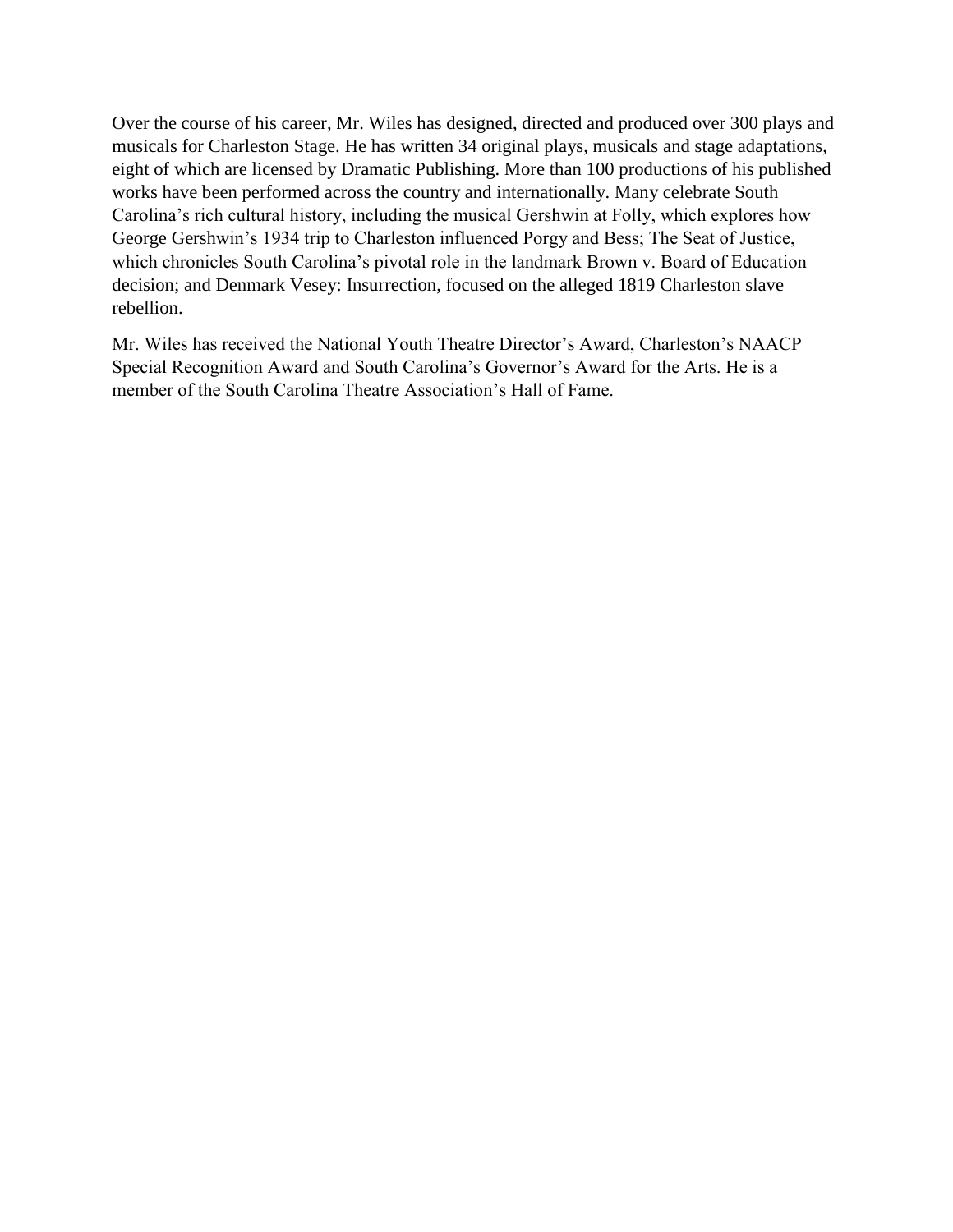Over the course of his career, Mr. Wiles has designed, directed and produced over 300 plays and musicals for Charleston Stage. He has written 34 original plays, musicals and stage adaptations, eight of which are licensed by Dramatic Publishing. More than 100 productions of his published works have been performed across the country and internationally. Many celebrate South Carolina's rich cultural history, including the musical Gershwin at Folly, which explores how George Gershwin's 1934 trip to Charleston influenced Porgy and Bess; The Seat of Justice, which chronicles South Carolina's pivotal role in the landmark Brown v. Board of Education decision; and Denmark Vesey: Insurrection, focused on the alleged 1819 Charleston slave rebellion.

Mr. Wiles has received the National Youth Theatre Director's Award, Charleston's NAACP Special Recognition Award and South Carolina's Governor's Award for the Arts. He is a member of the South Carolina Theatre Association's Hall of Fame.